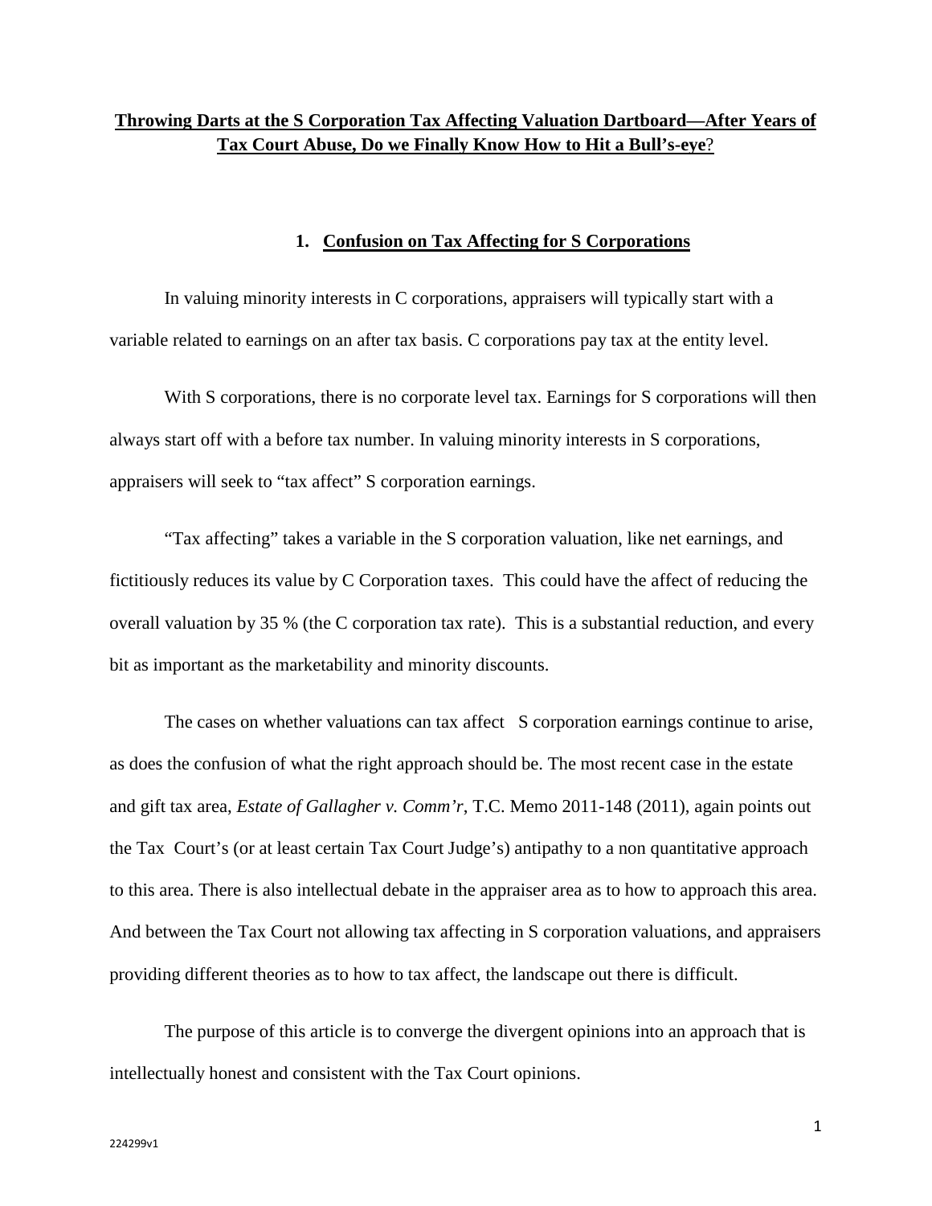# **Throwing Darts at the S Corporation Tax Affecting Valuation Dartboard—After Years of Tax Court Abuse, Do we Finally Know How to Hit a Bull's-eye?**

## 1. **Confusion on Tax Affecting for S Corporations**

In valuing minority interests in C corporations, appraisers will typically start with a variable related to earnings on an after tax basis. C corporations pay tax at the entity level.

With S corporations, there is no corporate level tax. Earnings for S corporations will then always start off with a before tax number. In valuing minority interests in S corporations, appraisers will seek to "tax affect" S corporation earnings.

"Tax affecting" takes a variable in the S corporation valuation, like net earnings, and fictitiously reduces its value by C Corporation taxes. This could have the affect of reducing the overall valuation by 35 % (the C corporation tax rate). This is a substantial reduction, and every bit as important as the marketability and minority discounts.

The cases on whether valuations can tax affect S corporation earnings continue to arise, as does the confusion of what the right approach should be. The most recent case in the estate and gift tax area, *Estate of Gallagher v. Comm'r*, T.C. Memo 2011-148 (2011), again points out the Tax Court's (or at least certain Tax Court Judge's) antipathy to a non quantitative approach to this area. There is also intellectual debate in the appraiser area as to how to approach this area. And between the Tax Court not allowing tax affecting in S corporation valuations, and appraisers providing different theories as to how to tax affect, the landscape out there is difficult.

The purpose of this article is to converge the divergent opinions into an approach that is intellectually honest and consistent with the Tax Court opinions.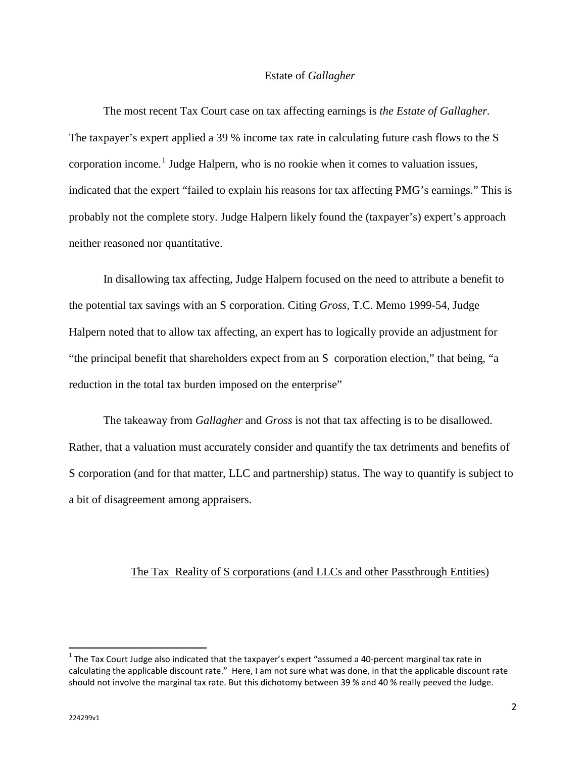## Estate of *Gallagher*

The most recent Tax Court case on tax affecting earnings is *the Estate of Gallagher*. The taxpayer's expert applied a 39 % income tax rate in calculating future cash flows to the S corporation income.[1] Judge Halpern, who is no rookie when it comes to valuation issues, indicated that the expert "failed to explain his reasons for tax affecting PMG's earnings." This is probably not the complete story. Judge Halpern likely found the (taxpayer's) expert's approach neither reasoned nor quantitative.

In disallowing tax affecting, Judge Halpern focused on the need to attribute a benefit to the potential tax savings with an S corporation. Citing *Gross*, T.C. Memo 1999-54, Judge Halpern noted that to allow tax affecting, an expert has to logically provide an adjustment for "the principal benefit that shareholders expect from an S corporation election," that being, "a reduction in the total tax burden imposed on the enterprise"

The takeaway from *Gallagher* and *Gross* is not that tax affecting is to be disallowed. Rather, that a valuation must accurately consider and quantify the tax detriments and benefits of S corporation (and for that matter, LLC and partnership) status. The way to quantify is subject to a bit of disagreement among appraisers.

## The Tax Reality of S corporations (and LLCs and other Passthrough Entities)

---

[1] The Tax Court Judge also indicated that the taxpayer's expert "assumed a 40-percent marginal tax rate in calculating the applicable discount rate." Here, I am not sure what was done, in that the applicable discount rate should not involve the marginal tax rate. But this dichotomy between 39 % and 40 % really peeved the Judge.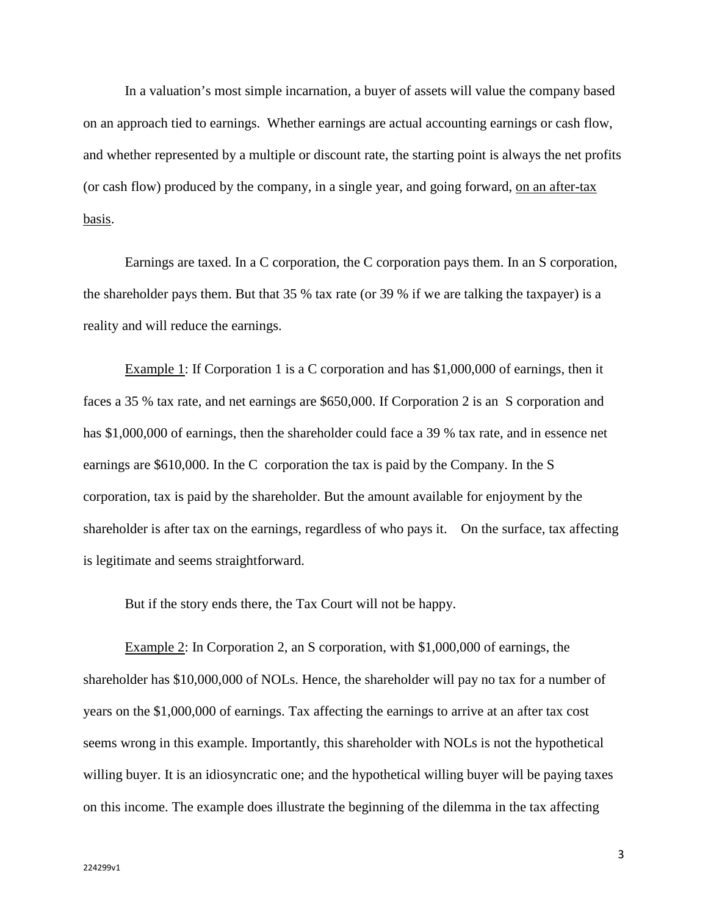In a valuation's most simple incarnation, a buyer of assets will value the company based on an approach tied to earnings. Whether earnings are actual accounting earnings or cash flow, and whether represented by a multiple or discount rate, the starting point is always the net profits (or cash flow) produced by the company, in a single year, and going forward, <u>on an after-tax basis</u>.

Earnings are taxed. In a C corporation, the C corporation pays them. In an S corporation, the shareholder pays them. But that 35 % tax rate (or 39 % if we are talking the taxpayer) is a reality and will reduce the earnings.

<u>Example 1</u>: If Corporation 1 is a C corporation and has $1,000,000 of earnings, then it faces a 35 % tax rate, and net earnings are $650,000. If Corporation 2 is an S corporation and has $1,000,000 of earnings, then the shareholder could face a 39 % tax rate, and in essence net earnings are $610,000. In the C corporation the tax is paid by the Company. In the S corporation, tax is paid by the shareholder. But the amount available for enjoyment by the shareholder is after tax on the earnings, regardless of who pays it. On the surface, tax affecting is legitimate and seems straightforward.

But if the story ends there, the Tax Court will not be happy.

<u>Example 2</u>: In Corporation 2, an S corporation, with $1,000,000 of earnings, the shareholder has $10,000,000 of NOLs. Hence, the shareholder will pay no tax for a number of years on the $1,000,000 of earnings. Tax affecting the earnings to arrive at an after tax cost seems wrong in this example. Importantly, this shareholder with NOLs is not the hypothetical willing buyer. It is an idiosyncratic one; and the hypothetical willing buyer will be paying taxes on this income. The example does illustrate the beginning of the dilemma in the tax affecting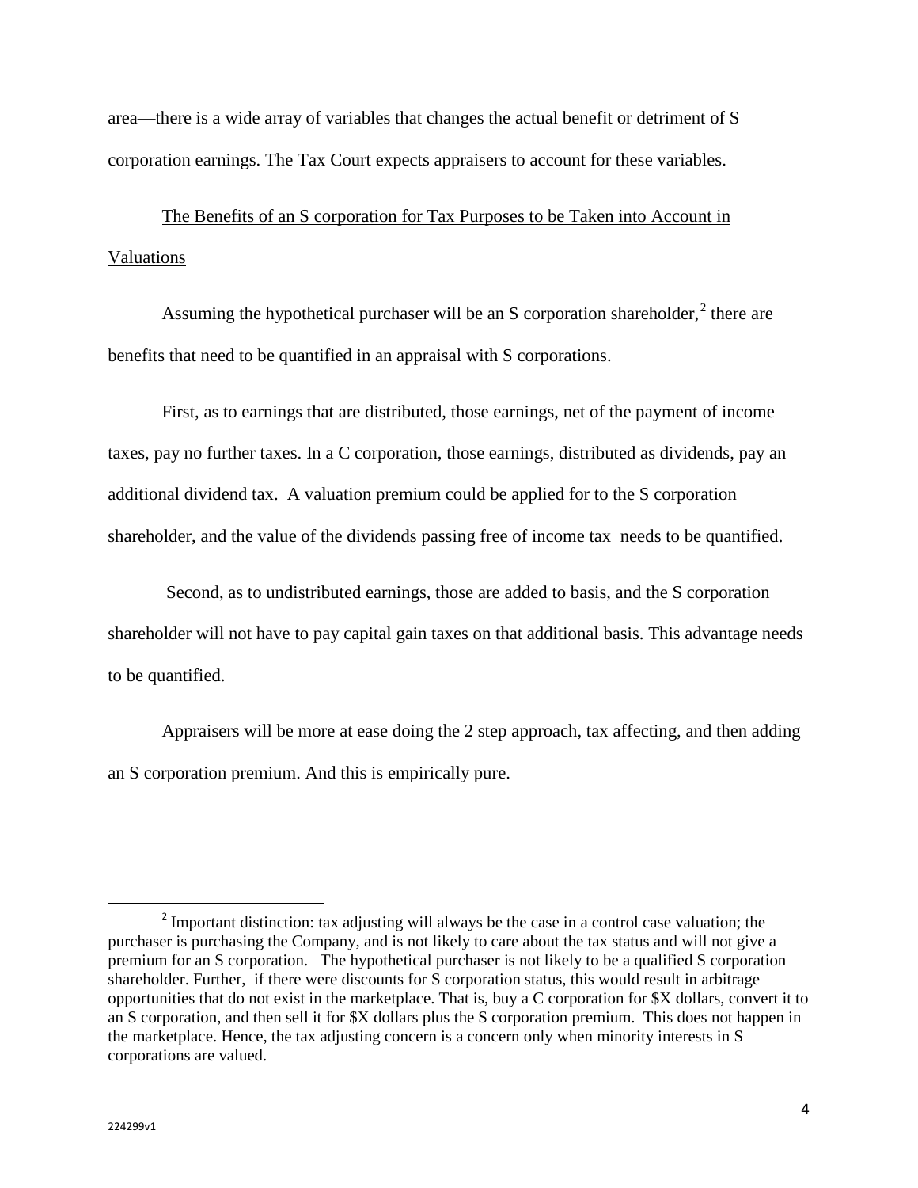area—there is a wide array of variables that changes the actual benefit or detriment of S corporation earnings. The Tax Court expects appraisers to account for these variables.

<u>The Benefits of an S corporation for Tax Purposes to be Taken into Account in Valuations</u>

Assuming the hypothetical purchaser will be an S corporation shareholder,[2] there are benefits that need to be quantified in an appraisal with S corporations.

First, as to earnings that are distributed, those earnings, net of the payment of income taxes, pay no further taxes. In a C corporation, those earnings, distributed as dividends, pay an additional dividend tax. A valuation premium could be applied for to the S corporation shareholder, and the value of the dividends passing free of income tax needs to be quantified.

Second, as to undistributed earnings, those are added to basis, and the S corporation shareholder will not have to pay capital gain taxes on that additional basis. This advantage needs to be quantified.

Appraisers will be more at ease doing the 2 step approach, tax affecting, and then adding an S corporation premium. And this is empirically pure.

---

[2] Important distinction: tax adjusting will always be the case in a control case valuation; the purchaser is purchasing the Company, and is not likely to care about the tax status and will not give a premium for an S corporation. The hypothetical purchaser is not likely to be a qualified S corporation shareholder. Further, if there were discounts for S corporation status, this would result in arbitrage opportunities that do not exist in the marketplace. That is, buy a C corporation for $X dollars, convert it to an S corporation, and then sell it for $X dollars plus the S corporation premium. This does not happen in the marketplace. Hence, the tax adjusting concern is a concern only when minority interests in S corporations are valued.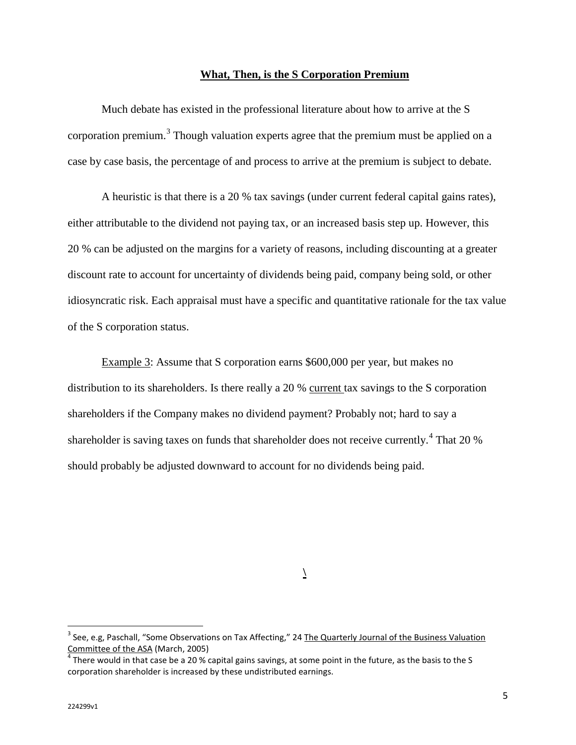## **What, Then, is the S Corporation Premium**

Much debate has existed in the professional literature about how to arrive at the S corporation premium.[3] Though valuation experts agree that the premium must be applied on a case by case basis, the percentage of and process to arrive at the premium is subject to debate.

A heuristic is that there is a 20 % tax savings (under current federal capital gains rates), either attributable to the dividend not paying tax, or an increased basis step up. However, this 20 % can be adjusted on the margins for a variety of reasons, including discounting at a greater discount rate to account for uncertainty of dividends being paid, company being sold, or other idiosyncratic risk. Each appraisal must have a specific and quantitative rationale for the tax value of the S corporation status.

Example 3: Assume that S corporation earns $600,000 per year, but makes no distribution to its shareholders. Is there really a 20 % current tax savings to the S corporation shareholders if the Company makes no dividend payment? Probably not; hard to say a shareholder is saving taxes on funds that shareholder does not receive currently.[4] That 20 % should probably be adjusted downward to account for no dividends being paid.

\

[3] See, e.g, Paschall, "Some Observations on Tax Affecting," 24 The Quarterly Journal of the Business Valuation Committee of the ASA (March, 2005)

[4] There would in that case be a 20 % capital gains savings, at some point in the future, as the basis to the S corporation shareholder is increased by these undistributed earnings.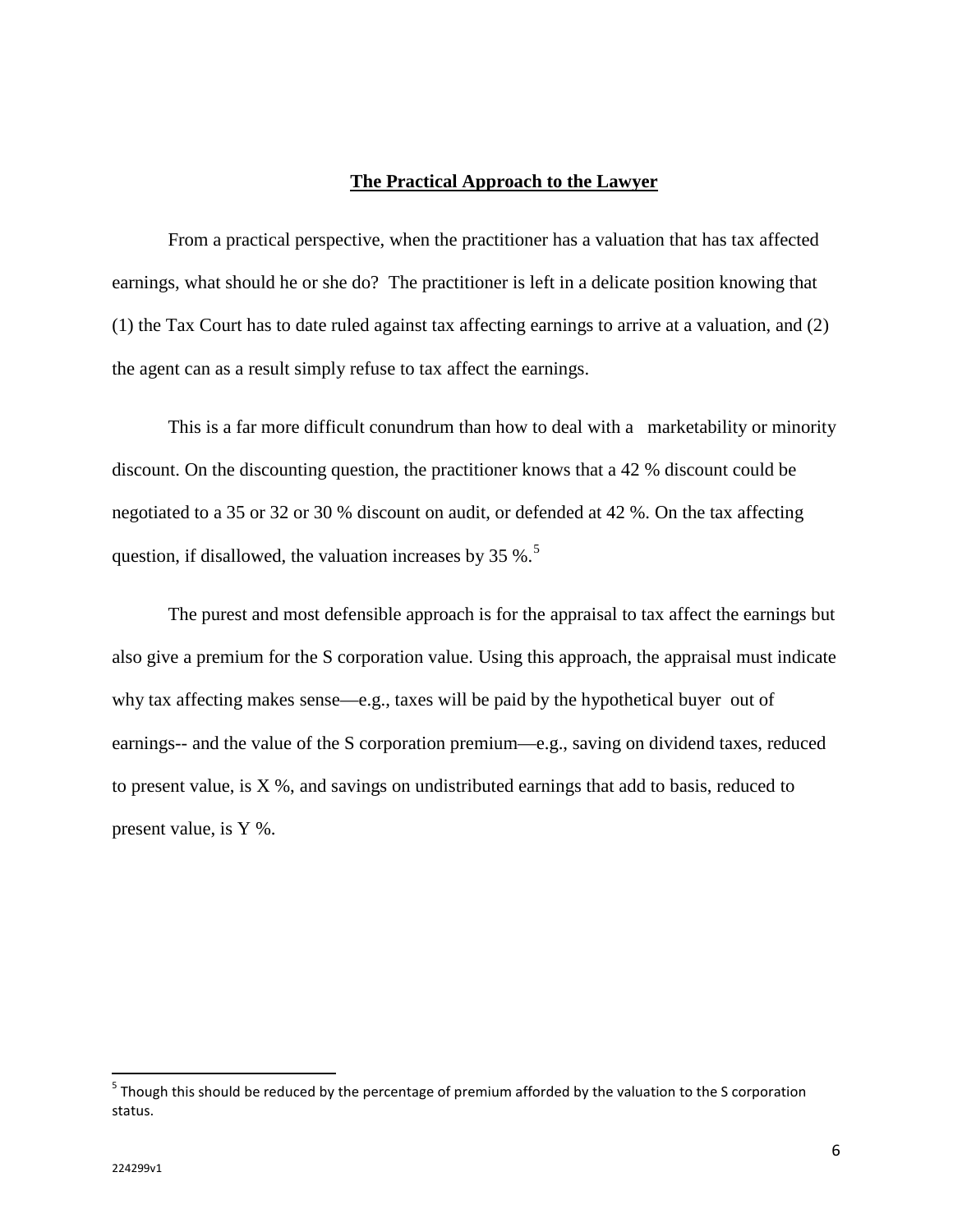## The Practical Approach to the Lawyer

From a practical perspective, when the practitioner has a valuation that has tax affected earnings, what should he or she do? The practitioner is left in a delicate position knowing that (1) the Tax Court has to date ruled against tax affecting earnings to arrive at a valuation, and (2) the agent can as a result simply refuse to tax affect the earnings.

This is a far more difficult conundrum than how to deal with a marketability or minority discount. On the discounting question, the practitioner knows that a 42 % discount could be negotiated to a 35 or 32 or 30 % discount on audit, or defended at 42 %. On the tax affecting question, if disallowed, the valuation increases by 35 %.[5]

The purest and most defensible approach is for the appraisal to tax affect the earnings but also give a premium for the S corporation value. Using this approach, the appraisal must indicate why tax affecting makes sense—e.g., taxes will be paid by the hypothetical buyer out of earnings-- and the value of the S corporation premium—e.g., saving on dividend taxes, reduced to present value, is X %, and savings on undistributed earnings that add to basis, reduced to present value, is Y %.

[5] Though this should be reduced by the percentage of premium afforded by the valuation to the S corporation status.

224299v1